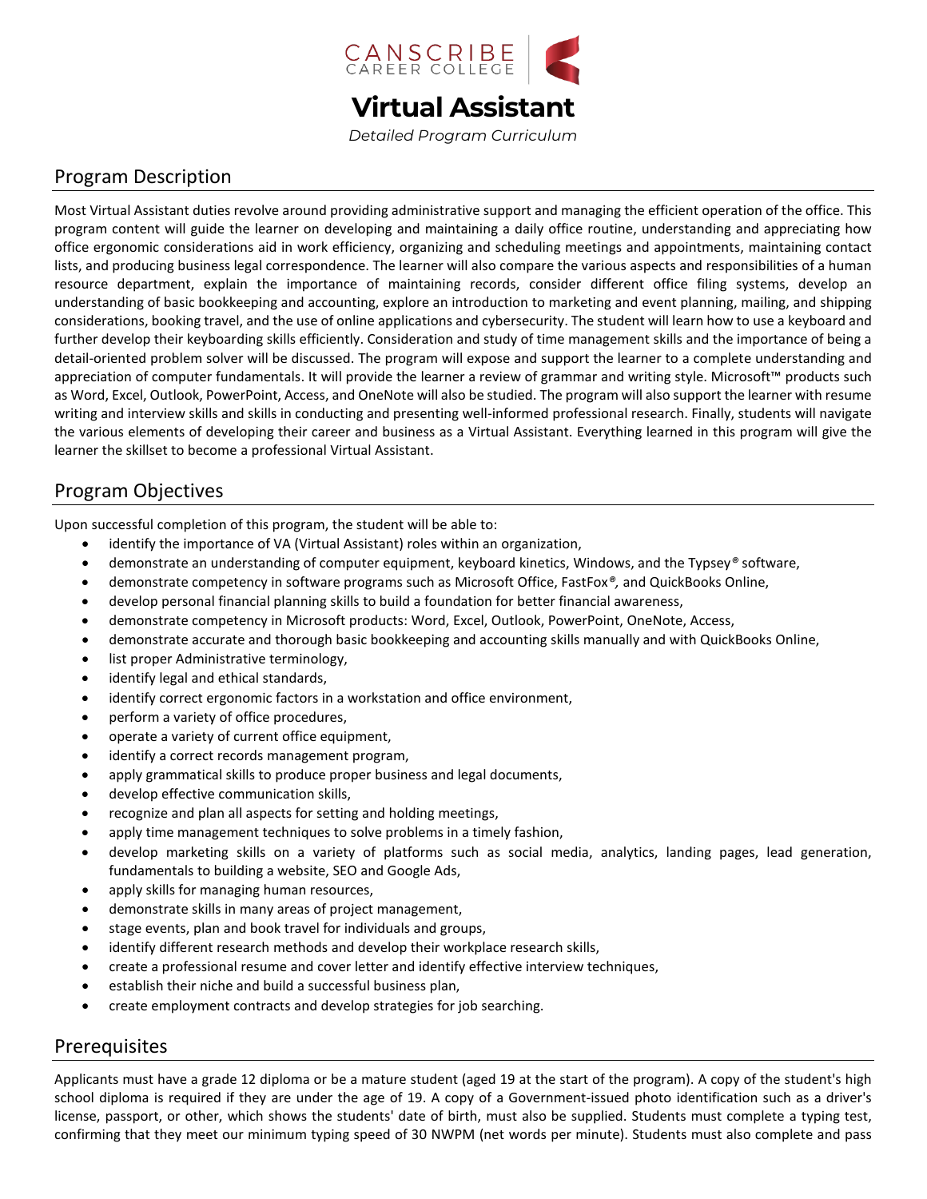CANSCRIBE CAREER COLLEGE

# Virtual Assistant

*Detailed Program Curriculum*

## Program Description

Most Virtual Assistant duties revolve around providing administrative support and managing the efficient operation of the office. This program content will guide the learner on developing and maintaining a daily office routine, understanding and appreciating how office ergonomic considerations aid in work efficiency, organizing and scheduling meetings and appointments, maintaining contact lists, and producing business legal correspondence. The learner will also compare the various aspects and responsibilities of a human resource department, explain the importance of maintaining records, consider different office filing systems, develop an understanding of basic bookkeeping and accounting, explore an introduction to marketing and event planning, mailing, and shipping considerations, booking travel, and the use of online applications and cybersecurity. The student will learn how to use a keyboard and further develop their keyboarding skills efficiently. Consideration and study of time management skills and the importance of being a detail-oriented problem solver will be discussed. The program will expose and support the learner to a complete understanding and appreciation of computer fundamentals. It will provide the learner a review of grammar and writing style. Microsoft™ products such as Word, Excel, Outlook, PowerPoint, Access, and OneNote will also be studied. The program will also support the learner with resume writing and interview skills and skills in conducting and presenting well-informed professional research. Finally, students will navigate the various elements of developing their career and business as a Virtual Assistant. Everything learned in this program will give the learner the skillset to become a professional Virtual Assistant.

## Program Objectives

Upon successful completion of this program, the student will be able to:

- identify the importance of VA (Virtual Assistant) roles within an organization,
- demonstrate an understanding of computer equipment, keyboard kinetics, Windows, and the Typsey® software,
- demonstrate competency in software programs such as Microsoft Office, FastFox®, and QuickBooks Online,
- develop personal financial planning skills to build a foundation for better financial awareness,
- demonstrate competency in Microsoft products: Word, Excel, Outlook, PowerPoint, OneNote, Access,
- demonstrate accurate and thorough basic bookkeeping and accounting skills manually and with QuickBooks Online,
- list proper Administrative terminology,
- identify legal and ethical standards,
- identify correct ergonomic factors in a workstation and office environment,
- perform a variety of office procedures,
- operate a variety of current office equipment,
- identify a correct records management program,
- apply grammatical skills to produce proper business and legal documents,
- develop effective communication skills,
- recognize and plan all aspects for setting and holding meetings,
- apply time management techniques to solve problems in a timely fashion,
- develop marketing skills on a variety of platforms such as social media, analytics, landing pages, lead generation, fundamentals to building a website, SEO and Google Ads,
- apply skills for managing human resources,
- demonstrate skills in many areas of project management,
- stage events, plan and book travel for individuals and groups,
- identify different research methods and develop their workplace research skills,
- create a professional resume and cover letter and identify effective interview techniques,
- establish their niche and build a successful business plan,
- create employment contracts and develop strategies for job searching.

## Prerequisites

Applicants must have a grade 12 diploma or be a mature student (aged 19 at the start of the program). A copy of the student's high school diploma is required if they are under the age of 19. A copy of a Government-issued photo identification such as a driver's license, passport, or other, which shows the students' date of birth, must also be supplied. Students must complete a typing test, confirming that they meet our minimum typing speed of 30 NWPM (net words per minute). Students must also complete and pass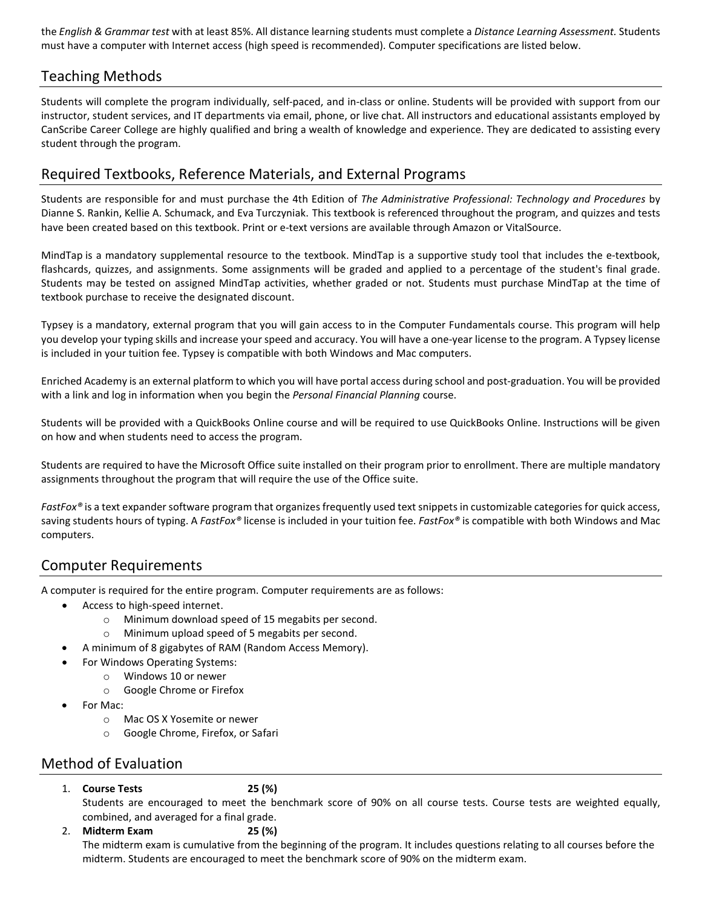the *English & Grammar test* with at least 85%. All distance learning students must complete a *Distance Learning Assessment.* Students must have a computer with Internet access (high speed is recommended). Computer specifications are listed below.

## Teaching Methods

Students will complete the program individually, self-paced, and in-class or online. Students will be provided with support from our instructor, student services, and IT departments via email, phone, or live chat. All instructors and educational assistants employed by CanScribe Career College are highly qualified and bring a wealth of knowledge and experience. They are dedicated to assisting every student through the program.

## Required Textbooks, Reference Materials, and External Programs

Students are responsible for and must purchase the 4th Edition of *The Administrative Professional: Technology and Procedures* by Dianne S. Rankin, Kellie A. Schumack, and Eva Turczyniak. This textbook is referenced throughout the program, and quizzes and tests have been created based on this textbook. Print or e-text versions are available through Amazon or VitalSource.

MindTap is a mandatory supplemental resource to the textbook. MindTap is a supportive study tool that includes the e-textbook, flashcards, quizzes, and assignments. Some assignments will be graded and applied to a percentage of the student's final grade. Students may be tested on assigned MindTap activities, whether graded or not. Students must purchase MindTap at the time of textbook purchase to receive the designated discount.

Typsey is a mandatory, external program that you will gain access to in the Computer Fundamentals course. This program will help you develop your typing skills and increase your speed and accuracy. You will have a one-year license to the program. A Typsey license is included in your tuition fee. Typsey is compatible with both Windows and Mac computers.

Enriched Academy is an external platform to which you will have portal access during school and post-graduation. You will be provided with a link and log in information when you begin the *Personal Financial Planning* course.

Students will be provided with a QuickBooks Online course and will be required to use QuickBooks Online. Instructions will be given on how and when students need to access the program.

Students are required to have the Microsoft Office suite installed on their program prior to enrollment. There are multiple mandatory assignments throughout the program that will require the use of the Office suite.

*FastFox®* is a text expander software program that organizes frequently used text snippets in customizable categories for quick access, saving students hours of typing. A *FastFox®* license is included in your tuition fee. *FastFox®* is compatible with both Windows and Mac computers.

## Computer Requirements

A computer is required for the entire program. Computer requirements are as follows:

- Access to high-speed internet.
  - Minimum download speed of 15 megabits per second.
  - Minimum upload speed of 5 megabits per second.
- A minimum of 8 gigabytes of RAM (Random Access Memory).
- For Windows Operating Systems:
  - Windows 10 or newer
  - Google Chrome or Firefox
- For Mac:
  - Mac OS X Yosemite or newer
  - Google Chrome, Firefox, or Safari

## Method of Evaluation

1. **Course Tests** **25 (%)**
   Students are encouraged to meet the benchmark score of 90% on all course tests. Course tests are weighted equally, combined, and averaged for a final grade.
2. **Midterm Exam** **25 (%)**
   The midterm exam is cumulative from the beginning of the program. It includes questions relating to all courses before the midterm. Students are encouraged to meet the benchmark score of 90% on the midterm exam.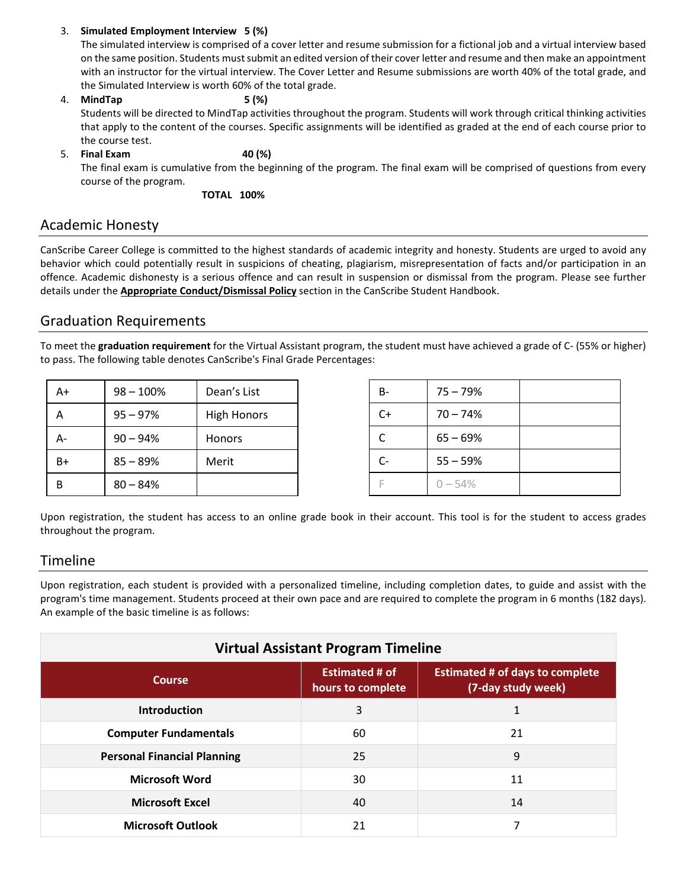3. **Simulated Employment Interview 5 (%)**
   The simulated interview is comprised of a cover letter and resume submission for a fictional job and a virtual interview based on the same position. Students must submit an edited version of their cover letter and resume and then make an appointment with an instructor for the virtual interview. The Cover Letter and Resume submissions are worth 40% of the total grade, and the Simulated Interview is worth 60% of the total grade.
4. **MindTap 5 (%)**
   Students will be directed to MindTap activities throughout the program. Students will work through critical thinking activities that apply to the content of the courses. Specific assignments will be identified as graded at the end of each course prior to the course test.
5. **Final Exam 40 (%)**
   The final exam is cumulative from the beginning of the program. The final exam will be comprised of questions from every course of the program.

**TOTAL 100%**

## Academic Honesty

CanScribe Career College is committed to the highest standards of academic integrity and honesty. Students are urged to avoid any behavior which could potentially result in suspicions of cheating, plagiarism, misrepresentation of facts and/or participation in an offence. Academic dishonesty is a serious offence and can result in suspension or dismissal from the program. Please see further details under the **Appropriate Conduct/Dismissal Policy** section in the CanScribe Student Handbook.

## Graduation Requirements

To meet the **graduation requirement** for the Virtual Assistant program, the student must have achieved a grade of C- (55% or higher) to pass. The following table denotes CanScribe's Final Grade Percentages:

| | | |
|---|---|---|
| A+ | 98 – 100% | Dean's List |
| A | 95 – 97% | High Honors |
| A- | 90 – 94% | Honors |
| B+ | 85 – 89% | Merit |
| B | 80 – 84% | |

| | | |
|---|---|---|
| B- | 75 – 79% | |
| C+ | 70 – 74% | |
| C | 65 – 69% | |
| C- | 55 – 59% | |
| F | 0 – 54% | |

Upon registration, the student has access to an online grade book in their account. This tool is for the student to access grades throughout the program.

## Timeline

Upon registration, each student is provided with a personalized timeline, including completion dates, to guide and assist with the program's time management. Students proceed at their own pace and are required to complete the program in 6 months (182 days). An example of the basic timeline is as follows:

**Virtual Assistant Program Timeline**

| Course | Estimated # of hours to complete | Estimated # of days to complete (7-day study week) |
|---|---|---|
| **Introduction** | 3 | 1 |
| **Computer Fundamentals** | 60 | 21 |
| **Personal Financial Planning** | 25 | 9 |
| **Microsoft Word** | 30 | 11 |
| **Microsoft Excel** | 40 | 14 |
| **Microsoft Outlook** | 21 | 7 |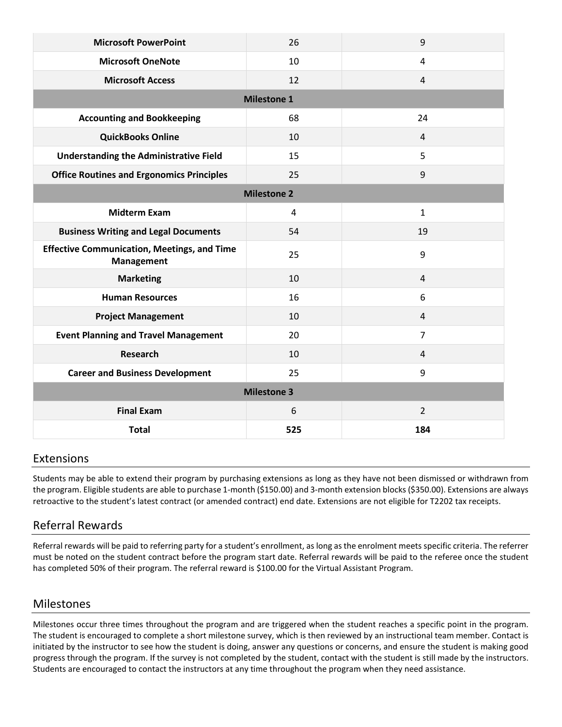| | | |
|---|---|---|
| **Microsoft PowerPoint** | 26 | 9 |
| **Microsoft OneNote** | 10 | 4 |
| **Microsoft Access** | 12 | 4 |
| **Milestone 1** | | |
| **Accounting and Bookkeeping** | 68 | 24 |
| **QuickBooks Online** | 10 | 4 |
| **Understanding the Administrative Field** | 15 | 5 |
| **Office Routines and Ergonomics Principles** | 25 | 9 |
| **Milestone 2** | | |
| **Midterm Exam** | 4 | 1 |
| **Business Writing and Legal Documents** | 54 | 19 |
| **Effective Communication, Meetings, and Time Management** | 25 | 9 |
| **Marketing** | 10 | 4 |
| **Human Resources** | 16 | 6 |
| **Project Management** | 10 | 4 |
| **Event Planning and Travel Management** | 20 | 7 |
| **Research** | 10 | 4 |
| **Career and Business Development** | 25 | 9 |
| **Milestone 3** | | |
| **Final Exam** | 6 | 2 |
| **Total** | **525** | **184** |

## Extensions

Students may be able to extend their program by purchasing extensions as long as they have not been dismissed or withdrawn from the program. Eligible students are able to purchase 1-month ($150.00) and 3-month extension blocks ($350.00). Extensions are always retroactive to the student's latest contract (or amended contract) end date. Extensions are not eligible for T2202 tax receipts.

## Referral Rewards

Referral rewards will be paid to referring party for a student's enrollment, as long as the enrolment meets specific criteria. The referrer must be noted on the student contract before the program start date. Referral rewards will be paid to the referee once the student has completed 50% of their program. The referral reward is $100.00 for the Virtual Assistant Program.

## Milestones

Milestones occur three times throughout the program and are triggered when the student reaches a specific point in the program. The student is encouraged to complete a short milestone survey, which is then reviewed by an instructional team member. Contact is initiated by the instructor to see how the student is doing, answer any questions or concerns, and ensure the student is making good progress through the program. If the survey is not completed by the student, contact with the student is still made by the instructors. Students are encouraged to contact the instructors at any time throughout the program when they need assistance.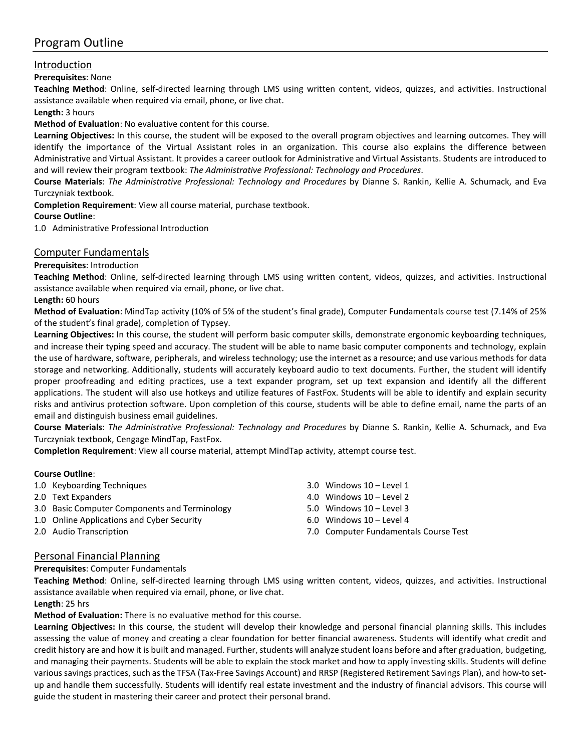# Program Outline

## Introduction

**Prerequisites**: None

**Teaching Method**: Online, self-directed learning through LMS using written content, videos, quizzes, and activities. Instructional assistance available when required via email, phone, or live chat.

**Length:** 3 hours

**Method of Evaluation**: No evaluative content for this course.

**Learning Objectives:** In this course, the student will be exposed to the overall program objectives and learning outcomes. They will identify the importance of the Virtual Assistant roles in an organization. This course also explains the difference between Administrative and Virtual Assistant. It provides a career outlook for Administrative and Virtual Assistants. Students are introduced to and will review their program textbook: *The Administrative Professional: Technology and Procedures*.

**Course Materials**: *The Administrative Professional: Technology and Procedures* by Dianne S. Rankin, Kellie A. Schumack, and Eva Turczyniak textbook.

**Completion Requirement**: View all course material, purchase textbook.

**Course Outline**:

1.0 Administrative Professional Introduction

## Computer Fundamentals

**Prerequisites**: Introduction

**Teaching Method**: Online, self-directed learning through LMS using written content, videos, quizzes, and activities. Instructional assistance available when required via email, phone, or live chat.

**Length:** 60 hours

**Method of Evaluation**: MindTap activity (10% of 5% of the student's final grade), Computer Fundamentals course test (7.14% of 25% of the student's final grade), completion of Typsey.

**Learning Objectives:** In this course, the student will perform basic computer skills, demonstrate ergonomic keyboarding techniques, and increase their typing speed and accuracy. The student will be able to name basic computer components and technology, explain the use of hardware, software, peripherals, and wireless technology; use the internet as a resource; and use various methods for data storage and networking. Additionally, students will accurately keyboard audio to text documents. Further, the student will identify proper proofreading and editing practices, use a text expander program, set up text expansion and identify all the different applications. The student will also use hotkeys and utilize features of FastFox. Students will be able to identify and explain security risks and antivirus protection software. Upon completion of this course, students will be able to define email, name the parts of an email and distinguish business email guidelines.

**Course Materials**: *The Administrative Professional: Technology and Procedures* by Dianne S. Rankin, Kellie A. Schumack, and Eva Turczyniak textbook, Cengage MindTap, FastFox.

**Completion Requirement**: View all course material, attempt MindTap activity, attempt course test.

**Course Outline**:

1.0 Keyboarding Techniques
2.0 Text Expanders
3.0 Basic Computer Components and Terminology
1.0 Online Applications and Cyber Security
2.0 Audio Transcription
3.0 Windows 10 – Level 1
4.0 Windows 10 – Level 2
5.0 Windows 10 – Level 3
6.0 Windows 10 – Level 4
7.0 Computer Fundamentals Course Test

## Personal Financial Planning

**Prerequisites**: Computer Fundamentals

**Teaching Method**: Online, self-directed learning through LMS using written content, videos, quizzes, and activities. Instructional assistance available when required via email, phone, or live chat.

**Length**: 25 hrs

**Method of Evaluation:** There is no evaluative method for this course.

**Learning Objectives:** In this course, the student will develop their knowledge and personal financial planning skills. This includes assessing the value of money and creating a clear foundation for better financial awareness. Students will identify what credit and credit history are and how it is built and managed. Further, students will analyze student loans before and after graduation, budgeting, and managing their payments. Students will be able to explain the stock market and how to apply investing skills. Students will define various savings practices, such as the TFSA (Tax-Free Savings Account) and RRSP (Registered Retirement Savings Plan), and how-to set-up and handle them successfully. Students will identify real estate investment and the industry of financial advisors. This course will guide the student in mastering their career and protect their personal brand.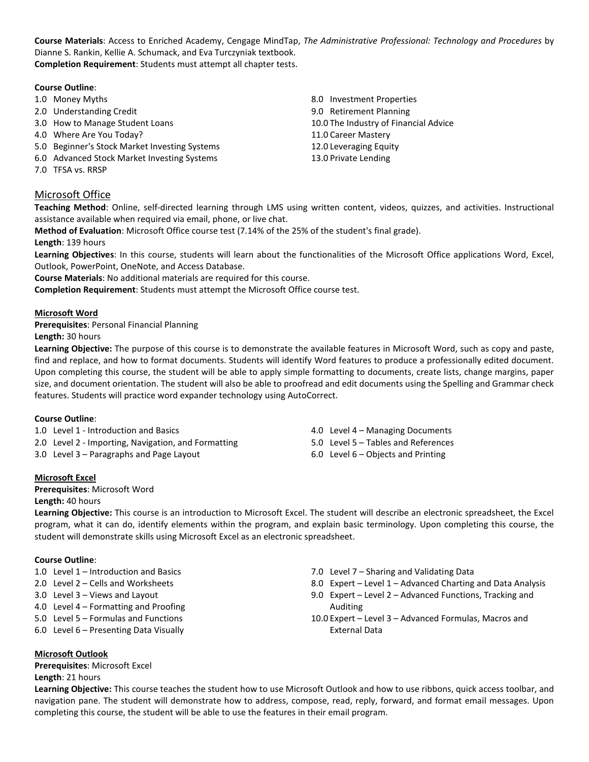**Course Materials**: Access to Enriched Academy, Cengage MindTap, *The Administrative Professional: Technology and Procedures* by Dianne S. Rankin, Kellie A. Schumack, and Eva Turczyniak textbook.
**Completion Requirement**: Students must attempt all chapter tests.

**Course Outline**:

1.0 Money Myths
2.0 Understanding Credit
3.0 How to Manage Student Loans
4.0 Where Are You Today?
5.0 Beginner's Stock Market Investing Systems
6.0 Advanced Stock Market Investing Systems
7.0 TFSA vs. RRSP
8.0 Investment Properties
9.0 Retirement Planning
10.0 The Industry of Financial Advice
11.0 Career Mastery
12.0 Leveraging Equity
13.0 Private Lending

## Microsoft Office

**Teaching Method**: Online, self-directed learning through LMS using written content, videos, quizzes, and activities. Instructional assistance available when required via email, phone, or live chat.
**Method of Evaluation**: Microsoft Office course test (7.14% of the 25% of the student's final grade).
**Length**: 139 hours
**Learning Objectives**: In this course, students will learn about the functionalities of the Microsoft Office applications Word, Excel, Outlook, PowerPoint, OneNote, and Access Database.
**Course Materials**: No additional materials are required for this course.
**Completion Requirement**: Students must attempt the Microsoft Office course test.

### Microsoft Word

**Prerequisites**: Personal Financial Planning
**Length:** 30 hours
**Learning Objective:** The purpose of this course is to demonstrate the available features in Microsoft Word, such as copy and paste, find and replace, and how to format documents. Students will identify Word features to produce a professionally edited document. Upon completing this course, the student will be able to apply simple formatting to documents, create lists, change margins, paper size, and document orientation. The student will also be able to proofread and edit documents using the Spelling and Grammar check features. Students will practice word expander technology using AutoCorrect.

**Course Outline**:

1.0 Level 1 - Introduction and Basics
2.0 Level 2 - Importing, Navigation, and Formatting
3.0 Level 3 – Paragraphs and Page Layout
4.0 Level 4 – Managing Documents
5.0 Level 5 – Tables and References
6.0 Level 6 – Objects and Printing

### Microsoft Excel

**Prerequisites**: Microsoft Word
**Length:** 40 hours
**Learning Objective:** This course is an introduction to Microsoft Excel. The student will describe an electronic spreadsheet, the Excel program, what it can do, identify elements within the program, and explain basic terminology. Upon completing this course, the student will demonstrate skills using Microsoft Excel as an electronic spreadsheet.

**Course Outline**:

1.0 Level 1 – Introduction and Basics
2.0 Level 2 – Cells and Worksheets
3.0 Level 3 – Views and Layout
4.0 Level 4 – Formatting and Proofing
5.0 Level 5 – Formulas and Functions
6.0 Level 6 – Presenting Data Visually
7.0 Level 7 – Sharing and Validating Data
8.0 Expert – Level 1 – Advanced Charting and Data Analysis
9.0 Expert – Level 2 – Advanced Functions, Tracking and Auditing
10.0 Expert – Level 3 – Advanced Formulas, Macros and External Data

### Microsoft Outlook

**Prerequisites**: Microsoft Excel
**Length**: 21 hours
**Learning Objective:** This course teaches the student how to use Microsoft Outlook and how to use ribbons, quick access toolbar, and navigation pane. The student will demonstrate how to address, compose, read, reply, forward, and format email messages. Upon completing this course, the student will be able to use the features in their email program.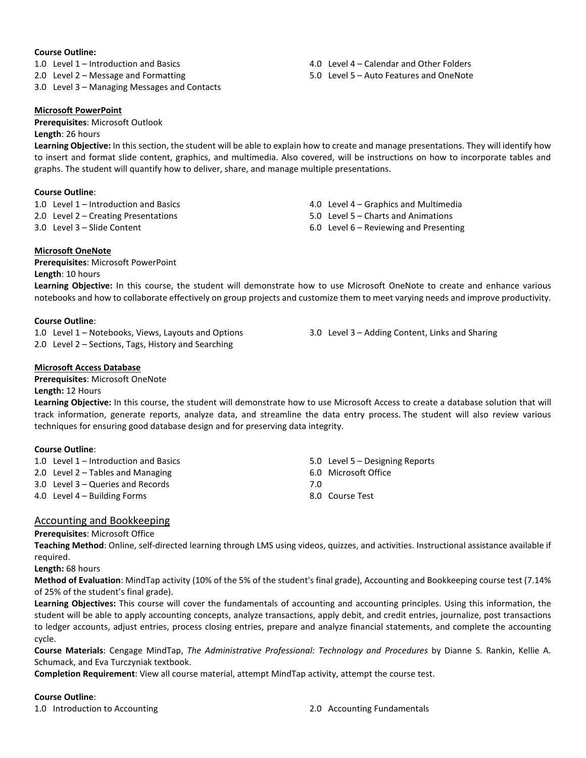**Course Outline:**

1.0 Level 1 – Introduction and Basics
2.0 Level 2 – Message and Formatting
3.0 Level 3 – Managing Messages and Contacts
4.0 Level 4 – Calendar and Other Folders
5.0 Level 5 – Auto Features and OneNote

**Microsoft PowerPoint**

**Prerequisites**: Microsoft Outlook
**Length**: 26 hours
**Learning Objective:** In this section, the student will be able to explain how to create and manage presentations. They will identify how to insert and format slide content, graphics, and multimedia. Also covered, will be instructions on how to incorporate tables and graphs. The student will quantify how to deliver, share, and manage multiple presentations.

**Course Outline**:

1.0 Level 1 – Introduction and Basics
2.0 Level 2 – Creating Presentations
3.0 Level 3 – Slide Content
4.0 Level 4 – Graphics and Multimedia
5.0 Level 5 – Charts and Animations
6.0 Level 6 – Reviewing and Presenting

**Microsoft OneNote**

**Prerequisites**: Microsoft PowerPoint
**Length**: 10 hours
**Learning Objective:** In this course, the student will demonstrate how to use Microsoft OneNote to create and enhance various notebooks and how to collaborate effectively on group projects and customize them to meet varying needs and improve productivity.

**Course Outline**:

1.0 Level 1 – Notebooks, Views, Layouts and Options
2.0 Level 2 – Sections, Tags, History and Searching
3.0 Level 3 – Adding Content, Links and Sharing

**Microsoft Access Database**

**Prerequisites**: Microsoft OneNote
**Length:** 12 Hours
**Learning Objective:** In this course, the student will demonstrate how to use Microsoft Access to create a database solution that will track information, generate reports, analyze data, and streamline the data entry process. The student will also review various techniques for ensuring good database design and for preserving data integrity.

**Course Outline**:

1.0 Level 1 – Introduction and Basics
2.0 Level 2 – Tables and Managing
3.0 Level 3 – Queries and Records
4.0 Level 4 – Building Forms
5.0 Level 5 – Designing Reports
6.0 Microsoft Office
7.0
8.0 Course Test

## Accounting and Bookkeeping

**Prerequisites**: Microsoft Office
**Teaching Method**: Online, self-directed learning through LMS using videos, quizzes, and activities. Instructional assistance available if required.
**Length:** 68 hours
**Method of Evaluation**: MindTap activity (10% of the 5% of the student's final grade), Accounting and Bookkeeping course test (7.14% of 25% of the student's final grade).
**Learning Objectives:** This course will cover the fundamentals of accounting and accounting principles. Using this information, the student will be able to apply accounting concepts, analyze transactions, apply debit, and credit entries, journalize, post transactions to ledger accounts, adjust entries, process closing entries, prepare and analyze financial statements, and complete the accounting cycle.
**Course Materials**: Cengage MindTap, *The Administrative Professional: Technology and Procedures* by Dianne S. Rankin, Kellie A. Schumack, and Eva Turczyniak textbook.
**Completion Requirement**: View all course material, attempt MindTap activity, attempt the course test.

**Course Outline**:

1.0 Introduction to Accounting
2.0 Accounting Fundamentals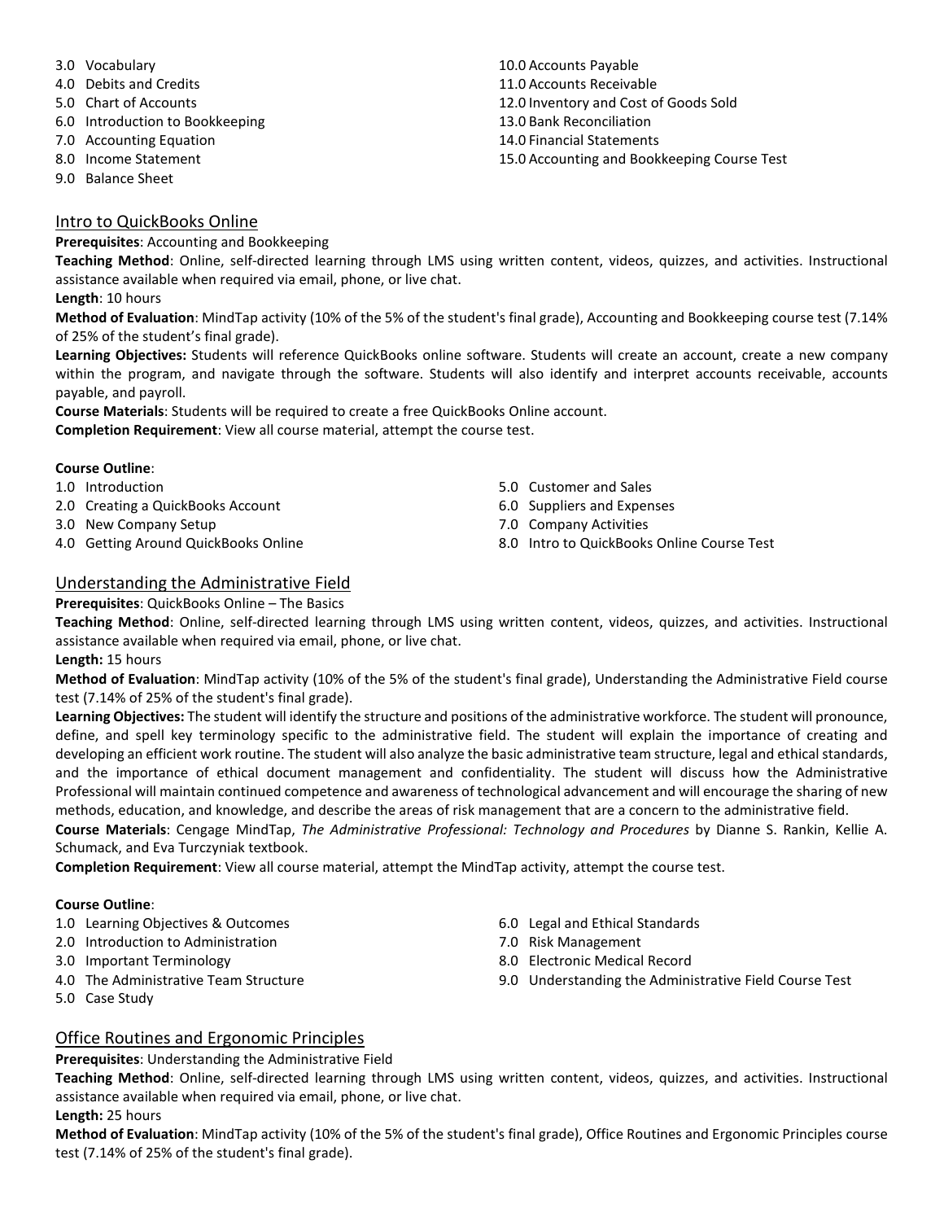3.0 Vocabulary
4.0 Debits and Credits
5.0 Chart of Accounts
6.0 Introduction to Bookkeeping
7.0 Accounting Equation
8.0 Income Statement
9.0 Balance Sheet
10.0 Accounts Payable
11.0 Accounts Receivable
12.0 Inventory and Cost of Goods Sold
13.0 Bank Reconciliation
14.0 Financial Statements
15.0 Accounting and Bookkeeping Course Test

## Intro to QuickBooks Online

**Prerequisites**: Accounting and Bookkeeping

**Teaching Method**: Online, self-directed learning through LMS using written content, videos, quizzes, and activities. Instructional assistance available when required via email, phone, or live chat.

**Length**: 10 hours

**Method of Evaluation**: MindTap activity (10% of the 5% of the student's final grade), Accounting and Bookkeeping course test (7.14% of 25% of the student's final grade).

**Learning Objectives:** Students will reference QuickBooks online software. Students will create an account, create a new company within the program, and navigate through the software. Students will also identify and interpret accounts receivable, accounts payable, and payroll.

**Course Materials**: Students will be required to create a free QuickBooks Online account.

**Completion Requirement**: View all course material, attempt the course test.

**Course Outline**:

1.0 Introduction
2.0 Creating a QuickBooks Account
3.0 New Company Setup
4.0 Getting Around QuickBooks Online
5.0 Customer and Sales
6.0 Suppliers and Expenses
7.0 Company Activities
8.0 Intro to QuickBooks Online Course Test

## Understanding the Administrative Field

**Prerequisites**: QuickBooks Online – The Basics

**Teaching Method**: Online, self-directed learning through LMS using written content, videos, quizzes, and activities. Instructional assistance available when required via email, phone, or live chat.

**Length:** 15 hours

**Method of Evaluation**: MindTap activity (10% of the 5% of the student's final grade), Understanding the Administrative Field course test (7.14% of 25% of the student's final grade).

**Learning Objectives:** The student will identify the structure and positions of the administrative workforce. The student will pronounce, define, and spell key terminology specific to the administrative field. The student will explain the importance of creating and developing an efficient work routine. The student will also analyze the basic administrative team structure, legal and ethical standards, and the importance of ethical document management and confidentiality. The student will discuss how the Administrative Professional will maintain continued competence and awareness of technological advancement and will encourage the sharing of new methods, education, and knowledge, and describe the areas of risk management that are a concern to the administrative field.

**Course Materials**: Cengage MindTap, *The Administrative Professional: Technology and Procedures* by Dianne S. Rankin, Kellie A. Schumack, and Eva Turczyniak textbook.

**Completion Requirement**: View all course material, attempt the MindTap activity, attempt the course test.

**Course Outline**:

1.0 Learning Objectives & Outcomes
2.0 Introduction to Administration
3.0 Important Terminology
4.0 The Administrative Team Structure
5.0 Case Study
6.0 Legal and Ethical Standards
7.0 Risk Management
8.0 Electronic Medical Record
9.0 Understanding the Administrative Field Course Test

## Office Routines and Ergonomic Principles

**Prerequisites**: Understanding the Administrative Field

**Teaching Method**: Online, self-directed learning through LMS using written content, videos, quizzes, and activities. Instructional assistance available when required via email, phone, or live chat.

**Length:** 25 hours

**Method of Evaluation**: MindTap activity (10% of the 5% of the student's final grade), Office Routines and Ergonomic Principles course test (7.14% of 25% of the student's final grade).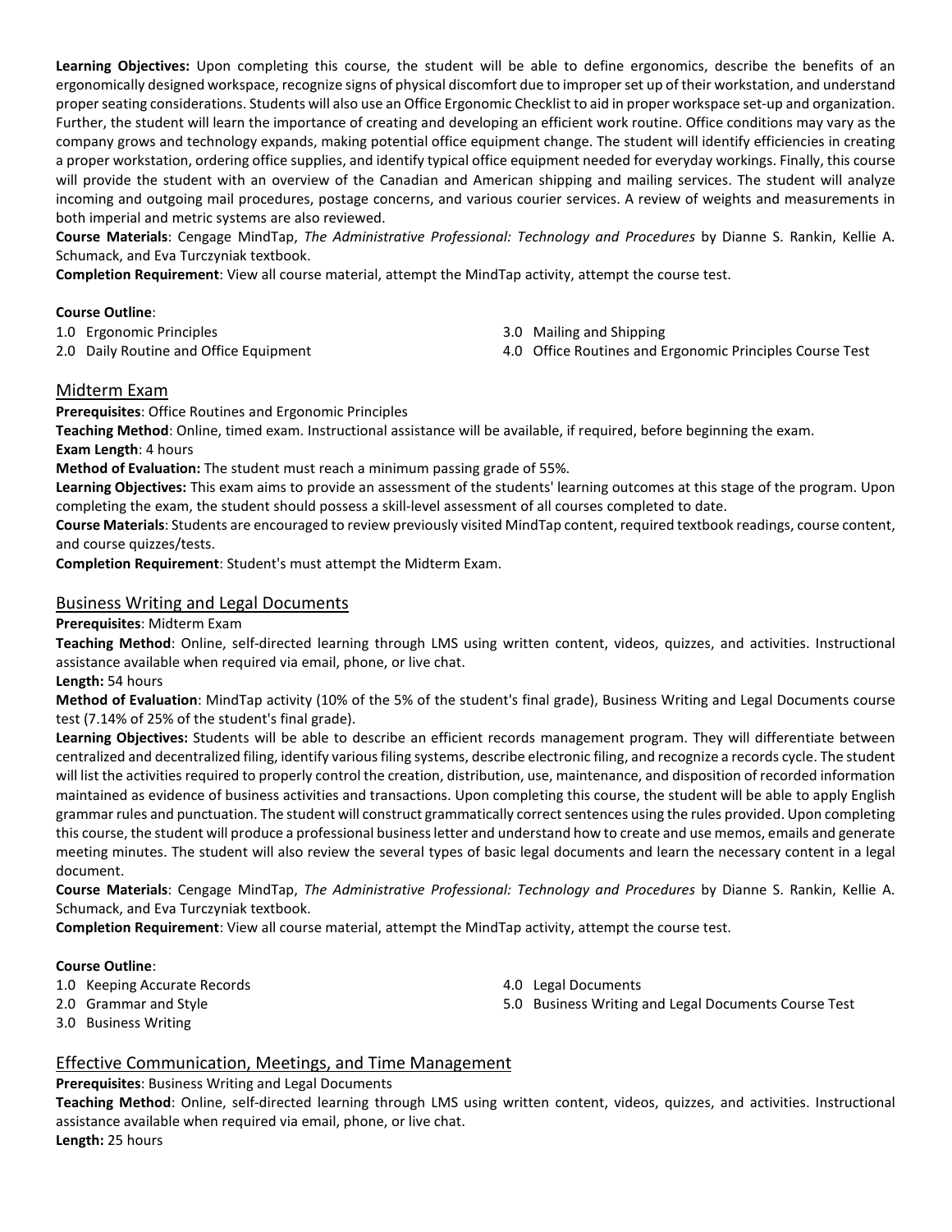**Learning Objectives:** Upon completing this course, the student will be able to define ergonomics, describe the benefits of an ergonomically designed workspace, recognize signs of physical discomfort due to improper set up of their workstation, and understand proper seating considerations. Students will also use an Office Ergonomic Checklist to aid in proper workspace set-up and organization. Further, the student will learn the importance of creating and developing an efficient work routine. Office conditions may vary as the company grows and technology expands, making potential office equipment change. The student will identify efficiencies in creating a proper workstation, ordering office supplies, and identify typical office equipment needed for everyday workings. Finally, this course will provide the student with an overview of the Canadian and American shipping and mailing services. The student will analyze incoming and outgoing mail procedures, postage concerns, and various courier services. A review of weights and measurements in both imperial and metric systems are also reviewed.

**Course Materials**: Cengage MindTap, *The Administrative Professional: Technology and Procedures* by Dianne S. Rankin, Kellie A. Schumack, and Eva Turczyniak textbook.

**Completion Requirement**: View all course material, attempt the MindTap activity, attempt the course test.

**Course Outline**:

1.0 Ergonomic Principles
2.0 Daily Routine and Office Equipment
3.0 Mailing and Shipping
4.0 Office Routines and Ergonomic Principles Course Test

## Midterm Exam

**Prerequisites**: Office Routines and Ergonomic Principles

**Teaching Method**: Online, timed exam. Instructional assistance will be available, if required, before beginning the exam.

**Exam Length**: 4 hours

**Method of Evaluation:** The student must reach a minimum passing grade of 55%.

**Learning Objectives:** This exam aims to provide an assessment of the students' learning outcomes at this stage of the program. Upon completing the exam, the student should possess a skill-level assessment of all courses completed to date.

**Course Materials**: Students are encouraged to review previously visited MindTap content, required textbook readings, course content, and course quizzes/tests.

**Completion Requirement**: Student's must attempt the Midterm Exam.

## Business Writing and Legal Documents

**Prerequisites**: Midterm Exam

**Teaching Method**: Online, self-directed learning through LMS using written content, videos, quizzes, and activities. Instructional assistance available when required via email, phone, or live chat.

**Length:** 54 hours

**Method of Evaluation**: MindTap activity (10% of the 5% of the student's final grade), Business Writing and Legal Documents course test (7.14% of 25% of the student's final grade).

**Learning Objectives:** Students will be able to describe an efficient records management program. They will differentiate between centralized and decentralized filing, identify various filing systems, describe electronic filing, and recognize a records cycle. The student will list the activities required to properly control the creation, distribution, use, maintenance, and disposition of recorded information maintained as evidence of business activities and transactions. Upon completing this course, the student will be able to apply English grammar rules and punctuation. The student will construct grammatically correct sentences using the rules provided. Upon completing this course, the student will produce a professional business letter and understand how to create and use memos, emails and generate meeting minutes. The student will also review the several types of basic legal documents and learn the necessary content in a legal document.

**Course Materials**: Cengage MindTap, *The Administrative Professional: Technology and Procedures* by Dianne S. Rankin, Kellie A. Schumack, and Eva Turczyniak textbook.

**Completion Requirement**: View all course material, attempt the MindTap activity, attempt the course test.

**Course Outline**:

1.0 Keeping Accurate Records
2.0 Grammar and Style
3.0 Business Writing
4.0 Legal Documents
5.0 Business Writing and Legal Documents Course Test

## Effective Communication, Meetings, and Time Management

**Prerequisites**: Business Writing and Legal Documents

**Teaching Method**: Online, self-directed learning through LMS using written content, videos, quizzes, and activities. Instructional assistance available when required via email, phone, or live chat.

**Length:** 25 hours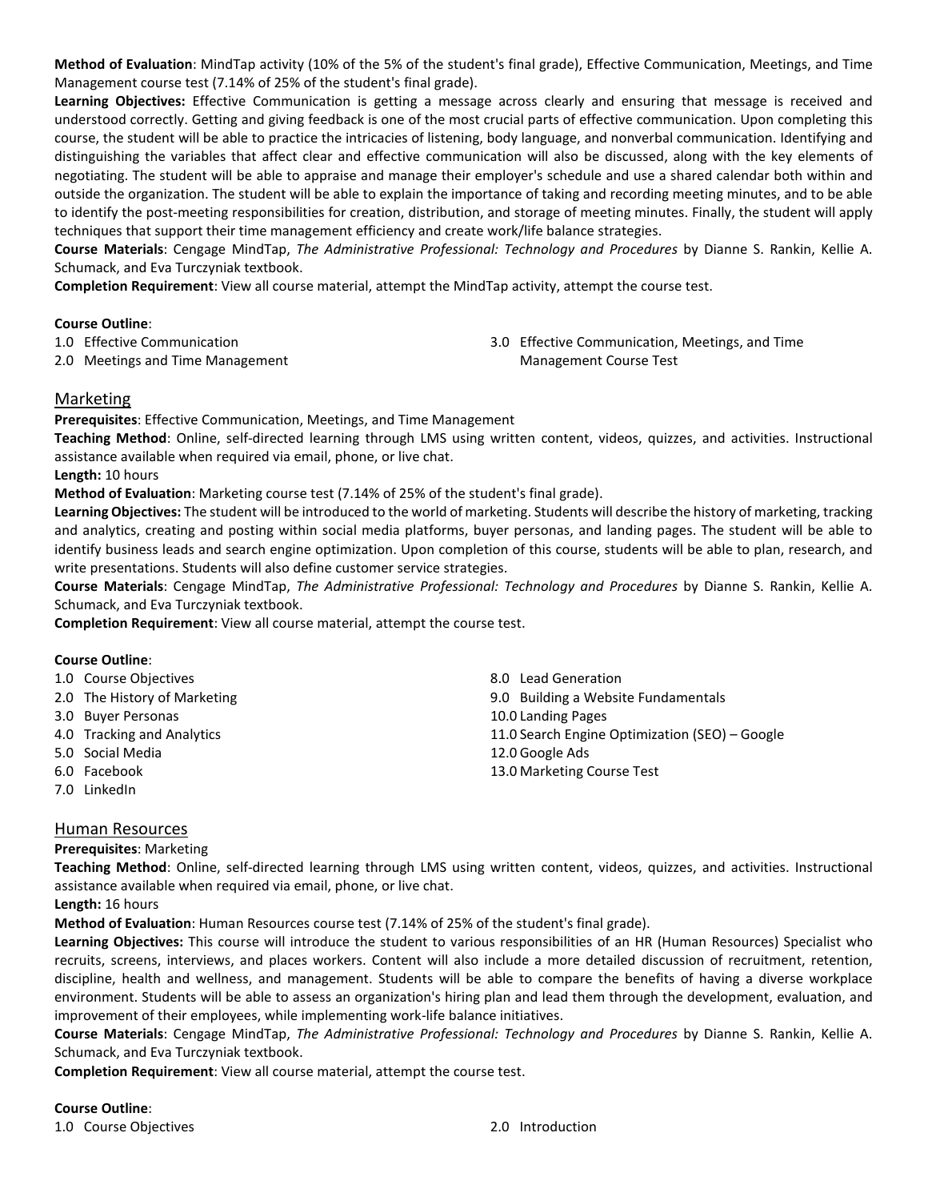**Method of Evaluation**: MindTap activity (10% of the 5% of the student's final grade), Effective Communication, Meetings, and Time Management course test (7.14% of 25% of the student's final grade).

**Learning Objectives:** Effective Communication is getting a message across clearly and ensuring that message is received and understood correctly. Getting and giving feedback is one of the most crucial parts of effective communication. Upon completing this course, the student will be able to practice the intricacies of listening, body language, and nonverbal communication. Identifying and distinguishing the variables that affect clear and effective communication will also be discussed, along with the key elements of negotiating. The student will be able to appraise and manage their employer's schedule and use a shared calendar both within and outside the organization. The student will be able to explain the importance of taking and recording meeting minutes, and to be able to identify the post-meeting responsibilities for creation, distribution, and storage of meeting minutes. Finally, the student will apply techniques that support their time management efficiency and create work/life balance strategies.

**Course Materials**: Cengage MindTap, *The Administrative Professional: Technology and Procedures* by Dianne S. Rankin, Kellie A. Schumack, and Eva Turczyniak textbook.

**Completion Requirement**: View all course material, attempt the MindTap activity, attempt the course test.

**Course Outline**:

1.0 Effective Communication
2.0 Meetings and Time Management
3.0 Effective Communication, Meetings, and Time Management Course Test

## Marketing

**Prerequisites**: Effective Communication, Meetings, and Time Management

**Teaching Method**: Online, self-directed learning through LMS using written content, videos, quizzes, and activities. Instructional assistance available when required via email, phone, or live chat.

**Length:** 10 hours

**Method of Evaluation**: Marketing course test (7.14% of 25% of the student's final grade).

**Learning Objectives:** The student will be introduced to the world of marketing. Students will describe the history of marketing, tracking and analytics, creating and posting within social media platforms, buyer personas, and landing pages. The student will be able to identify business leads and search engine optimization. Upon completion of this course, students will be able to plan, research, and write presentations. Students will also define customer service strategies.

**Course Materials**: Cengage MindTap, *The Administrative Professional: Technology and Procedures* by Dianne S. Rankin, Kellie A. Schumack, and Eva Turczyniak textbook.

**Completion Requirement**: View all course material, attempt the course test.

**Course Outline**:

1.0 Course Objectives
2.0 The History of Marketing
3.0 Buyer Personas
4.0 Tracking and Analytics
5.0 Social Media
6.0 Facebook
7.0 LinkedIn
8.0 Lead Generation
9.0 Building a Website Fundamentals
10.0 Landing Pages
11.0 Search Engine Optimization (SEO) – Google
12.0 Google Ads
13.0 Marketing Course Test

## Human Resources

**Prerequisites**: Marketing

**Teaching Method**: Online, self-directed learning through LMS using written content, videos, quizzes, and activities. Instructional assistance available when required via email, phone, or live chat.

**Length:** 16 hours

**Method of Evaluation**: Human Resources course test (7.14% of 25% of the student's final grade).

**Learning Objectives:** This course will introduce the student to various responsibilities of an HR (Human Resources) Specialist who recruits, screens, interviews, and places workers. Content will also include a more detailed discussion of recruitment, retention, discipline, health and wellness, and management. Students will be able to compare the benefits of having a diverse workplace environment. Students will be able to assess an organization's hiring plan and lead them through the development, evaluation, and improvement of their employees, while implementing work-life balance initiatives.

**Course Materials**: Cengage MindTap, *The Administrative Professional: Technology and Procedures* by Dianne S. Rankin, Kellie A. Schumack, and Eva Turczyniak textbook.

**Completion Requirement**: View all course material, attempt the course test.

**Course Outline**:

1.0 Course Objectives
2.0 Introduction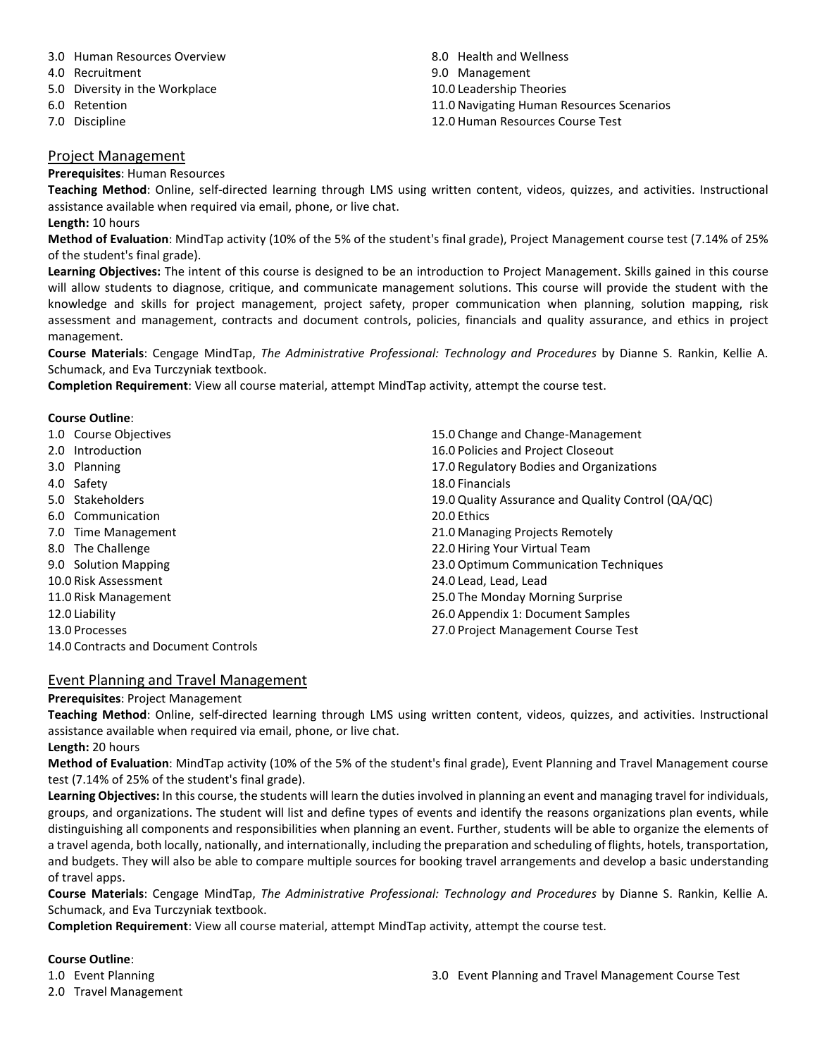3.0 Human Resources Overview
4.0 Recruitment
5.0 Diversity in the Workplace
6.0 Retention
7.0 Discipline
8.0 Health and Wellness
9.0 Management
10.0 Leadership Theories
11.0 Navigating Human Resources Scenarios
12.0 Human Resources Course Test

## Project Management

**Prerequisites**: Human Resources

**Teaching Method**: Online, self-directed learning through LMS using written content, videos, quizzes, and activities. Instructional assistance available when required via email, phone, or live chat.

**Length:** 10 hours

**Method of Evaluation**: MindTap activity (10% of the 5% of the student's final grade), Project Management course test (7.14% of 25% of the student's final grade).

**Learning Objectives:** The intent of this course is designed to be an introduction to Project Management. Skills gained in this course will allow students to diagnose, critique, and communicate management solutions. This course will provide the student with the knowledge and skills for project management, project safety, proper communication when planning, solution mapping, risk assessment and management, contracts and document controls, policies, financials and quality assurance, and ethics in project management.

**Course Materials**: Cengage MindTap, *The Administrative Professional: Technology and Procedures* by Dianne S. Rankin, Kellie A. Schumack, and Eva Turczyniak textbook.

**Completion Requirement**: View all course material, attempt MindTap activity, attempt the course test.

**Course Outline**:

1.0 Course Objectives
2.0 Introduction
3.0 Planning
4.0 Safety
5.0 Stakeholders
6.0 Communication
7.0 Time Management
8.0 The Challenge
9.0 Solution Mapping
10.0 Risk Assessment
11.0 Risk Management
12.0 Liability
13.0 Processes
14.0 Contracts and Document Controls
15.0 Change and Change-Management
16.0 Policies and Project Closeout
17.0 Regulatory Bodies and Organizations
18.0 Financials
19.0 Quality Assurance and Quality Control (QA/QC)
20.0 Ethics
21.0 Managing Projects Remotely
22.0 Hiring Your Virtual Team
23.0 Optimum Communication Techniques
24.0 Lead, Lead, Lead
25.0 The Monday Morning Surprise
26.0 Appendix 1: Document Samples
27.0 Project Management Course Test

## Event Planning and Travel Management

**Prerequisites**: Project Management

**Teaching Method**: Online, self-directed learning through LMS using written content, videos, quizzes, and activities. Instructional assistance available when required via email, phone, or live chat.

**Length:** 20 hours

**Method of Evaluation**: MindTap activity (10% of the 5% of the student's final grade), Event Planning and Travel Management course test (7.14% of 25% of the student's final grade).

**Learning Objectives:** In this course, the students will learn the duties involved in planning an event and managing travel for individuals, groups, and organizations. The student will list and define types of events and identify the reasons organizations plan events, while distinguishing all components and responsibilities when planning an event. Further, students will be able to organize the elements of a travel agenda, both locally, nationally, and internationally, including the preparation and scheduling of flights, hotels, transportation, and budgets. They will also be able to compare multiple sources for booking travel arrangements and develop a basic understanding of travel apps.

**Course Materials**: Cengage MindTap, *The Administrative Professional: Technology and Procedures* by Dianne S. Rankin, Kellie A. Schumack, and Eva Turczyniak textbook.

**Completion Requirement**: View all course material, attempt MindTap activity, attempt the course test.

**Course Outline**:

1.0 Event Planning
2.0 Travel Management
3.0 Event Planning and Travel Management Course Test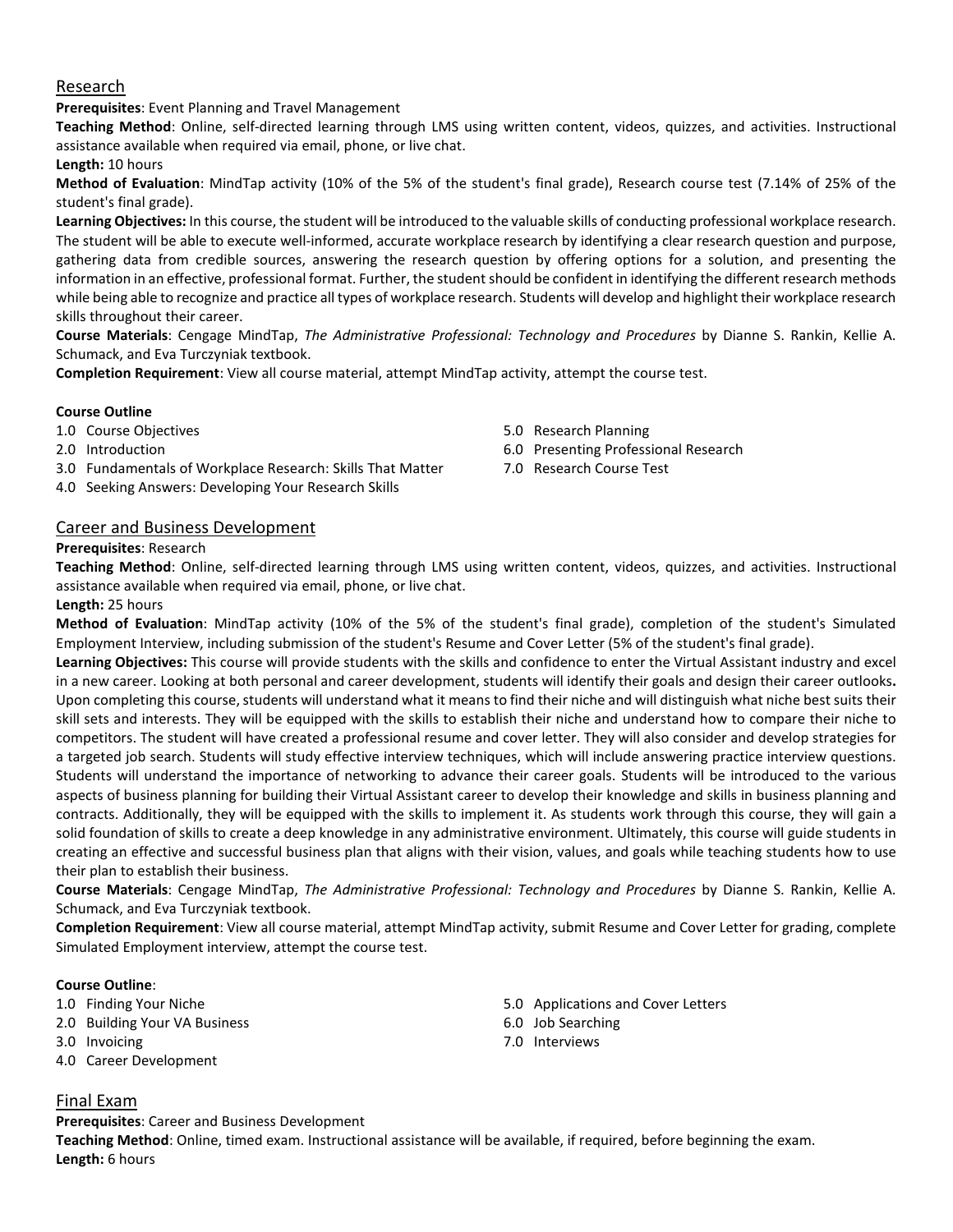## Research

**Prerequisites**: Event Planning and Travel Management

**Teaching Method**: Online, self-directed learning through LMS using written content, videos, quizzes, and activities. Instructional assistance available when required via email, phone, or live chat.

**Length:** 10 hours

**Method of Evaluation**: MindTap activity (10% of the 5% of the student's final grade), Research course test (7.14% of 25% of the student's final grade).

**Learning Objectives:** In this course, the student will be introduced to the valuable skills of conducting professional workplace research. The student will be able to execute well-informed, accurate workplace research by identifying a clear research question and purpose, gathering data from credible sources, answering the research question by offering options for a solution, and presenting the information in an effective, professional format. Further, the student should be confident in identifying the different research methods while being able to recognize and practice all types of workplace research. Students will develop and highlight their workplace research skills throughout their career.

**Course Materials**: Cengage MindTap, *The Administrative Professional: Technology and Procedures* by Dianne S. Rankin, Kellie A. Schumack, and Eva Turczyniak textbook.

**Completion Requirement**: View all course material, attempt MindTap activity, attempt the course test.

**Course Outline**

1.0 Course Objectives
2.0 Introduction
3.0 Fundamentals of Workplace Research: Skills That Matter
4.0 Seeking Answers: Developing Your Research Skills
5.0 Research Planning
6.0 Presenting Professional Research
7.0 Research Course Test

## Career and Business Development

**Prerequisites**: Research

**Teaching Method**: Online, self-directed learning through LMS using written content, videos, quizzes, and activities. Instructional assistance available when required via email, phone, or live chat.

**Length:** 25 hours

**Method of Evaluation**: MindTap activity (10% of the 5% of the student's final grade), completion of the student's Simulated Employment Interview, including submission of the student's Resume and Cover Letter (5% of the student's final grade).

**Learning Objectives:** This course will provide students with the skills and confidence to enter the Virtual Assistant industry and excel in a new career. Looking at both personal and career development, students will identify their goals and design their career outlooks**.** Upon completing this course, students will understand what it means to find their niche and will distinguish what niche best suits their skill sets and interests. They will be equipped with the skills to establish their niche and understand how to compare their niche to competitors. The student will have created a professional resume and cover letter. They will also consider and develop strategies for a targeted job search. Students will study effective interview techniques, which will include answering practice interview questions. Students will understand the importance of networking to advance their career goals. Students will be introduced to the various aspects of business planning for building their Virtual Assistant career to develop their knowledge and skills in business planning and contracts. Additionally, they will be equipped with the skills to implement it. As students work through this course, they will gain a solid foundation of skills to create a deep knowledge in any administrative environment. Ultimately, this course will guide students in creating an effective and successful business plan that aligns with their vision, values, and goals while teaching students how to use their plan to establish their business.

**Course Materials**: Cengage MindTap, *The Administrative Professional: Technology and Procedures* by Dianne S. Rankin, Kellie A. Schumack, and Eva Turczyniak textbook.

**Completion Requirement**: View all course material, attempt MindTap activity, submit Resume and Cover Letter for grading, complete Simulated Employment interview, attempt the course test.

**Course Outline**:

1.0 Finding Your Niche
2.0 Building Your VA Business
3.0 Invoicing
4.0 Career Development
5.0 Applications and Cover Letters
6.0 Job Searching
7.0 Interviews

## Final Exam

**Prerequisites**: Career and Business Development

**Teaching Method**: Online, timed exam. Instructional assistance will be available, if required, before beginning the exam.

**Length:** 6 hours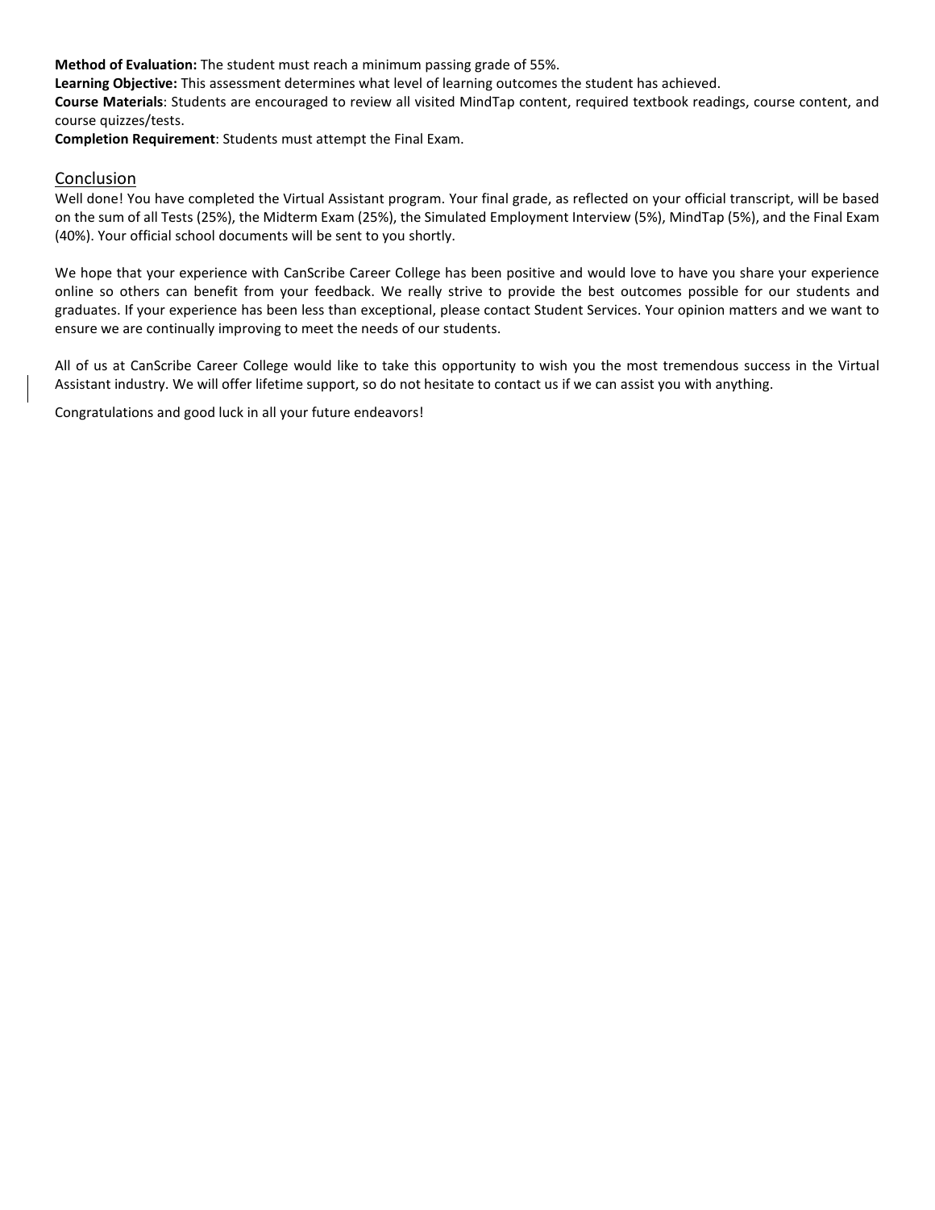**Method of Evaluation:** The student must reach a minimum passing grade of 55%.

**Learning Objective:** This assessment determines what level of learning outcomes the student has achieved.

**Course Materials**: Students are encouraged to review all visited MindTap content, required textbook readings, course content, and course quizzes/tests.

**Completion Requirement**: Students must attempt the Final Exam.

## Conclusion

Well done! You have completed the Virtual Assistant program. Your final grade, as reflected on your official transcript, will be based on the sum of all Tests (25%), the Midterm Exam (25%), the Simulated Employment Interview (5%), MindTap (5%), and the Final Exam (40%). Your official school documents will be sent to you shortly.

We hope that your experience with CanScribe Career College has been positive and would love to have you share your experience online so others can benefit from your feedback. We really strive to provide the best outcomes possible for our students and graduates. If your experience has been less than exceptional, please contact Student Services. Your opinion matters and we want to ensure we are continually improving to meet the needs of our students.

All of us at CanScribe Career College would like to take this opportunity to wish you the most tremendous success in the Virtual Assistant industry. We will offer lifetime support, so do not hesitate to contact us if we can assist you with anything.

Congratulations and good luck in all your future endeavors!